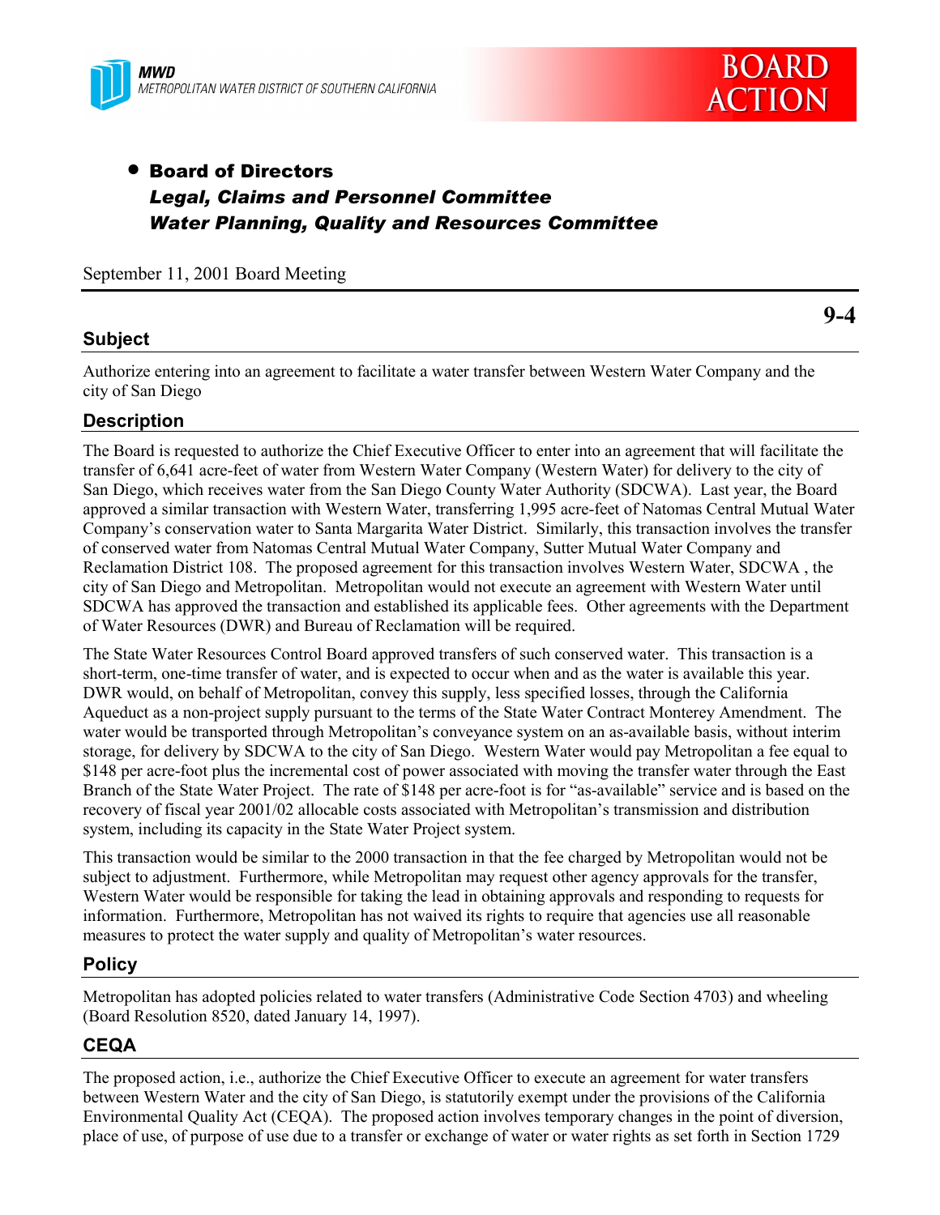MWD
METROPOLITAN WATER DISTRICT OF SOUTHERN CALIFORNIA

BOARD ACTION

- **Board of Directors**
  ***Legal, Claims and Personnel Committee***
  ***Water Planning, Quality and Resources Committee***

September 11, 2001 Board Meeting

**9-4**

## Subject

Authorize entering into an agreement to facilitate a water transfer between Western Water Company and the city of San Diego

## Description

The Board is requested to authorize the Chief Executive Officer to enter into an agreement that will facilitate the transfer of 6,641 acre-feet of water from Western Water Company (Western Water) for delivery to the city of San Diego, which receives water from the San Diego County Water Authority (SDCWA). Last year, the Board approved a similar transaction with Western Water, transferring 1,995 acre-feet of Natomas Central Mutual Water Company's conservation water to Santa Margarita Water District. Similarly, this transaction involves the transfer of conserved water from Natomas Central Mutual Water Company, Sutter Mutual Water Company and Reclamation District 108. The proposed agreement for this transaction involves Western Water, SDCWA , the city of San Diego and Metropolitan. Metropolitan would not execute an agreement with Western Water until SDCWA has approved the transaction and established its applicable fees. Other agreements with the Department of Water Resources (DWR) and Bureau of Reclamation will be required.

The State Water Resources Control Board approved transfers of such conserved water. This transaction is a short-term, one-time transfer of water, and is expected to occur when and as the water is available this year. DWR would, on behalf of Metropolitan, convey this supply, less specified losses, through the California Aqueduct as a non-project supply pursuant to the terms of the State Water Contract Monterey Amendment. The water would be transported through Metropolitan's conveyance system on an as-available basis, without interim storage, for delivery by SDCWA to the city of San Diego. Western Water would pay Metropolitan a fee equal to $148 per acre-foot plus the incremental cost of power associated with moving the transfer water through the East Branch of the State Water Project. The rate of $148 per acre-foot is for "as-available" service and is based on the recovery of fiscal year 2001/02 allocable costs associated with Metropolitan's transmission and distribution system, including its capacity in the State Water Project system.

This transaction would be similar to the 2000 transaction in that the fee charged by Metropolitan would not be subject to adjustment. Furthermore, while Metropolitan may request other agency approvals for the transfer, Western Water would be responsible for taking the lead in obtaining approvals and responding to requests for information. Furthermore, Metropolitan has not waived its rights to require that agencies use all reasonable measures to protect the water supply and quality of Metropolitan's water resources.

## Policy

Metropolitan has adopted policies related to water transfers (Administrative Code Section 4703) and wheeling (Board Resolution 8520, dated January 14, 1997).

## CEQA

The proposed action, i.e., authorize the Chief Executive Officer to execute an agreement for water transfers between Western Water and the city of San Diego, is statutorily exempt under the provisions of the California Environmental Quality Act (CEQA). The proposed action involves temporary changes in the point of diversion, place of use, of purpose of use due to a transfer or exchange of water or water rights as set forth in Section 1729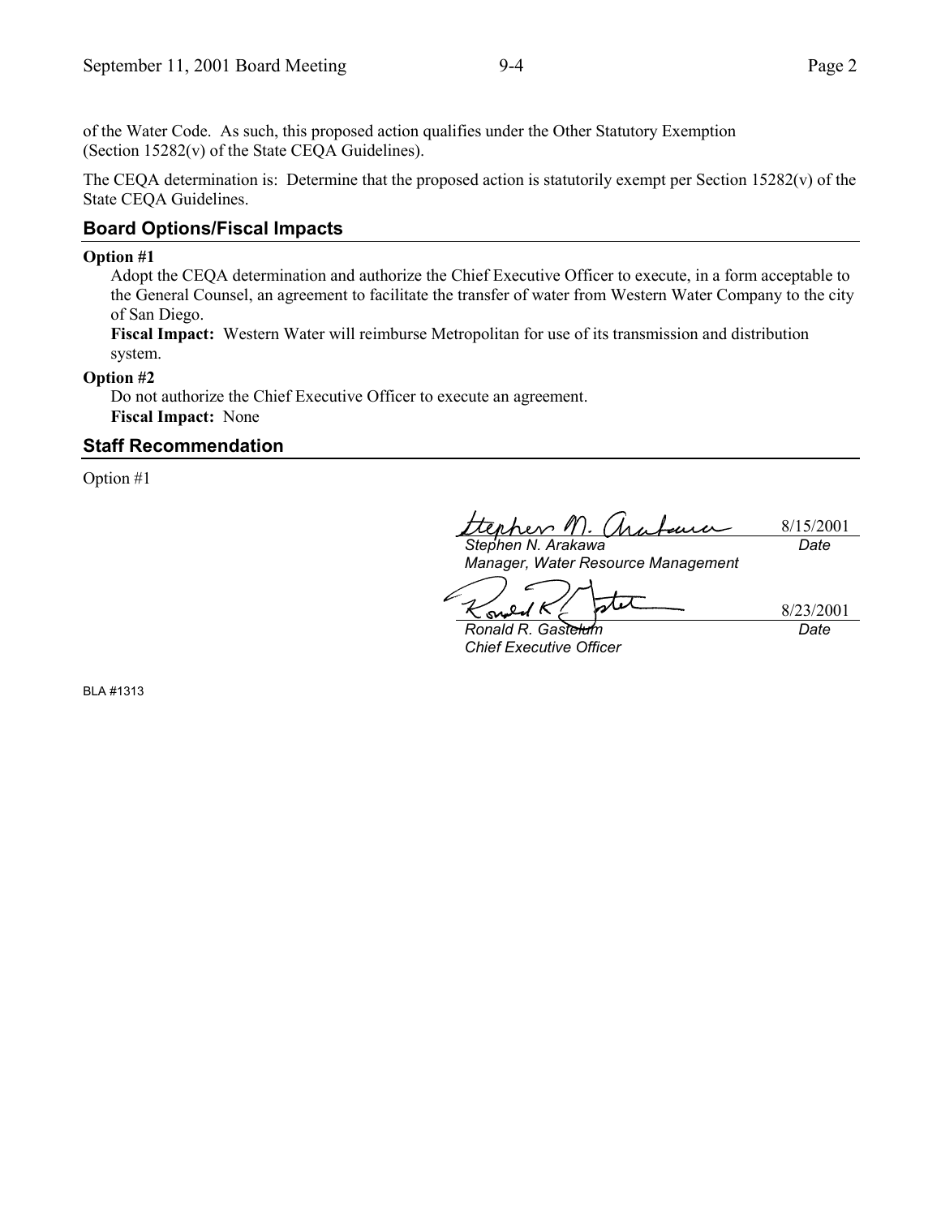of the Water Code. As such, this proposed action qualifies under the Other Statutory Exemption (Section 15282(v) of the State CEQA Guidelines).

The CEQA determination is: Determine that the proposed action is statutorily exempt per Section 15282(v) of the State CEQA Guidelines.

## Board Options/Fiscal Impacts

**Option #1**

Adopt the CEQA determination and authorize the Chief Executive Officer to execute, in a form acceptable to the General Counsel, an agreement to facilitate the transfer of water from Western Water Company to the city of San Diego.

**Fiscal Impact:** Western Water will reimburse Metropolitan for use of its transmission and distribution system.

**Option #2**

Do not authorize the Chief Executive Officer to execute an agreement.

**Fiscal Impact:** None

## Staff Recommendation

Option #1

| | |
|---|---|
| *Stephen N. Arakawa* | 8/15/2001 |
| *Manager, Water Resource Management* | *Date* |
| *Ronald R. Gastelum* | 8/23/2001 |
| *Chief Executive Officer* | *Date* |

BLA #1313